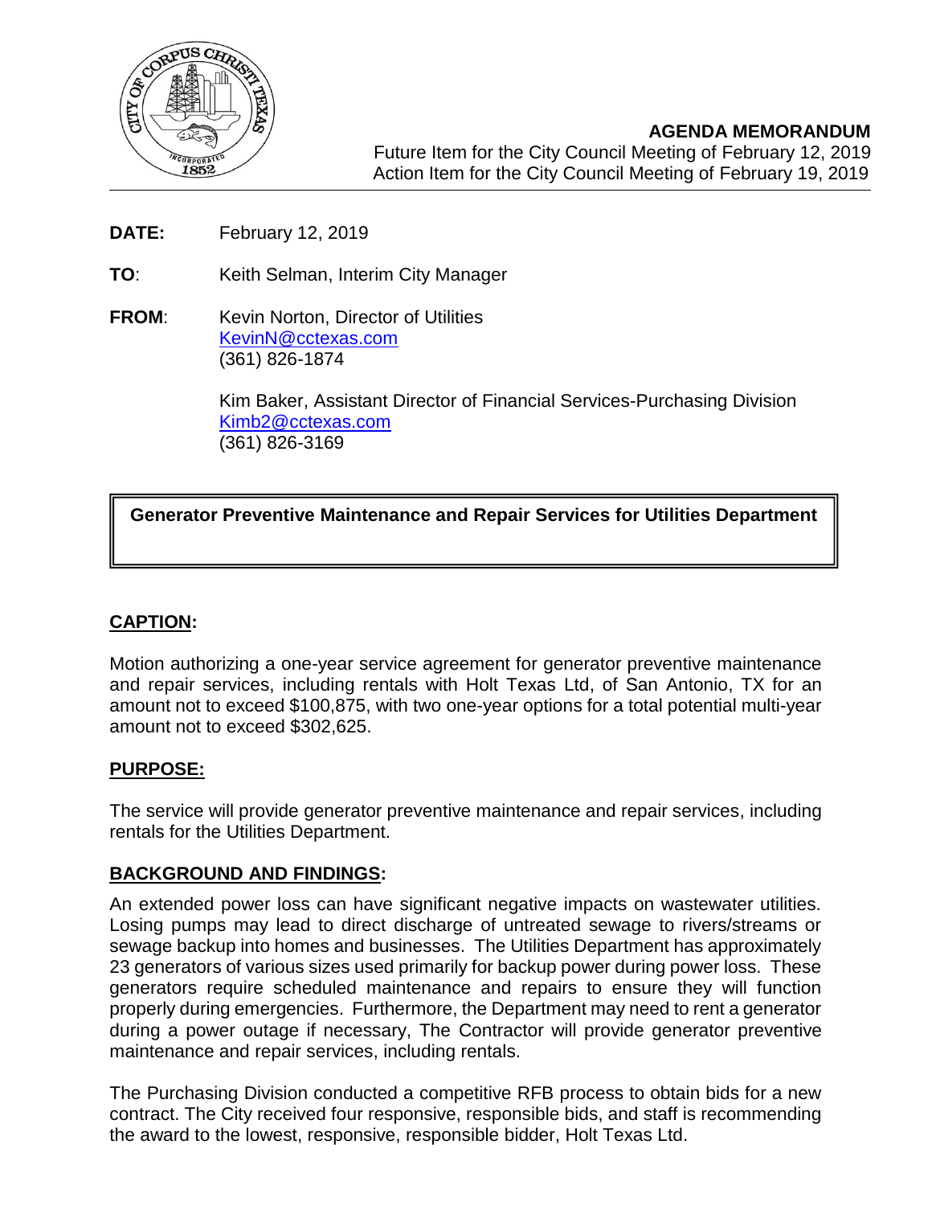**AGENDA MEMORANDUM**
Future Item for the City Council Meeting of February 12, 2019
Action Item for the City Council Meeting of February 19, 2019

**DATE:** February 12, 2019

**TO**: Keith Selman, Interim City Manager

**FROM**: Kevin Norton, Director of Utilities
KevinN@cctexas.com
(361) 826-1874

Kim Baker, Assistant Director of Financial Services-Purchasing Division
Kimb2@cctexas.com
(361) 826-3169

**Generator Preventive Maintenance and Repair Services for Utilities Department**

## CAPTION:

Motion authorizing a one-year service agreement for generator preventive maintenance and repair services, including rentals with Holt Texas Ltd, of San Antonio, TX for an amount not to exceed $100,875, with two one-year options for a total potential multi-year amount not to exceed $302,625.

## PURPOSE:

The service will provide generator preventive maintenance and repair services, including rentals for the Utilities Department.

## BACKGROUND AND FINDINGS:

An extended power loss can have significant negative impacts on wastewater utilities. Losing pumps may lead to direct discharge of untreated sewage to rivers/streams or sewage backup into homes and businesses. The Utilities Department has approximately 23 generators of various sizes used primarily for backup power during power loss. These generators require scheduled maintenance and repairs to ensure they will function properly during emergencies. Furthermore, the Department may need to rent a generator during a power outage if necessary, The Contractor will provide generator preventive maintenance and repair services, including rentals.

The Purchasing Division conducted a competitive RFB process to obtain bids for a new contract. The City received four responsive, responsible bids, and staff is recommending the award to the lowest, responsive, responsible bidder, Holt Texas Ltd.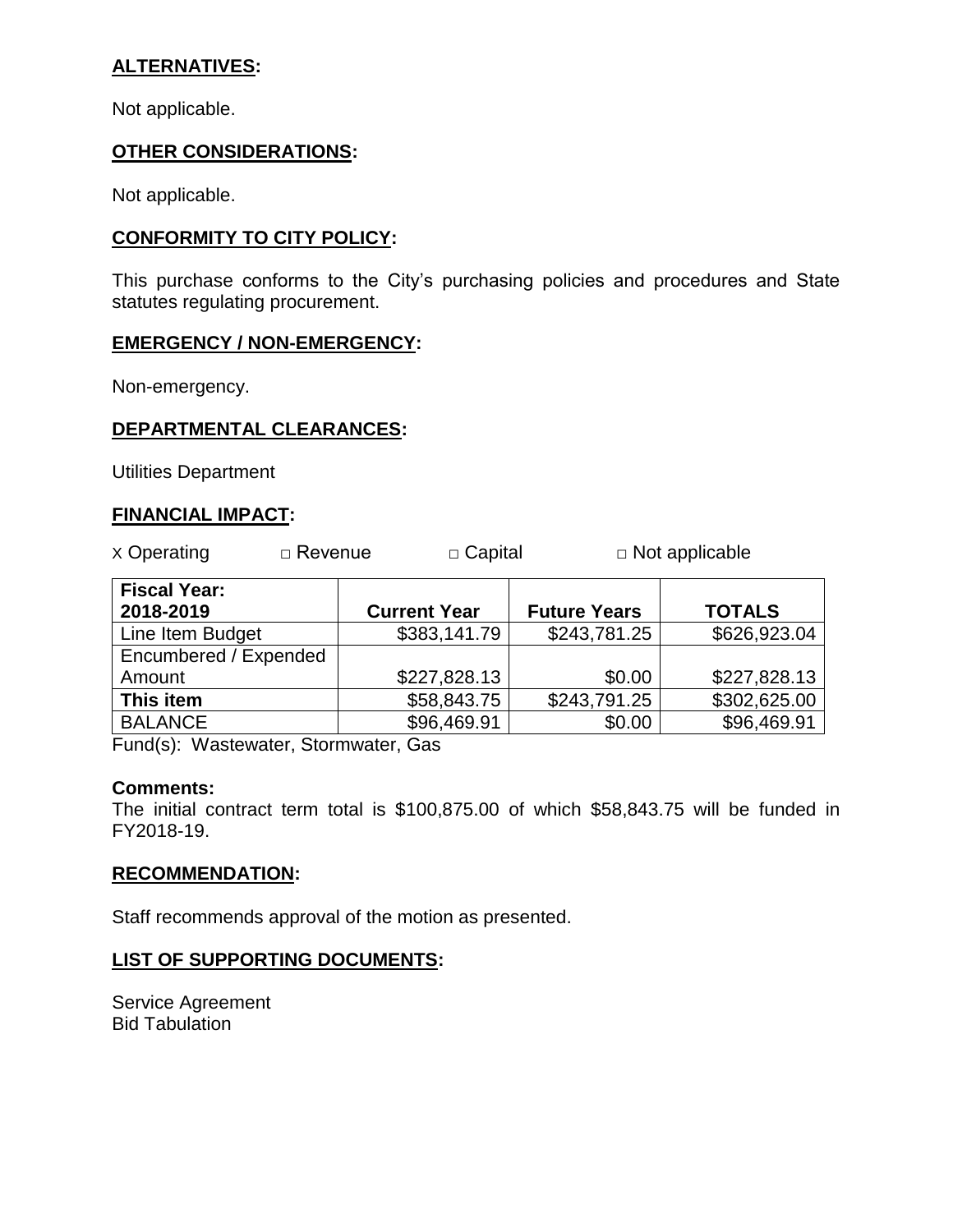## ALTERNATIVES:

Not applicable.

## OTHER CONSIDERATIONS:

Not applicable.

## CONFORMITY TO CITY POLICY:

This purchase conforms to the City's purchasing policies and procedures and State statutes regulating procurement.

## EMERGENCY / NON-EMERGENCY:

Non-emergency.

## DEPARTMENTAL CLEARANCES:

Utilities Department

## FINANCIAL IMPACT:

X Operating □ Revenue □ Capital □ Not applicable

| Fiscal Year: 2018-2019 | Current Year | Future Years | TOTALS |
|---|---|---|---|
| Line Item Budget | $383,141.79 | $243,781.25 | $626,923.04 |
| Encumbered / Expended Amount | $227,828.13 | $0.00 | $227,828.13 |
| **This item** | $58,843.75 | $243,791.25 | $302,625.00 |
| BALANCE | $96,469.91 | $0.00 | $96,469.91 |

Fund(s): Wastewater, Stormwater, Gas

**Comments:**
The initial contract term total is $100,875.00 of which $58,843.75 will be funded in FY2018-19.

## RECOMMENDATION:

Staff recommends approval of the motion as presented.

## LIST OF SUPPORTING DOCUMENTS:

Service Agreement
Bid Tabulation